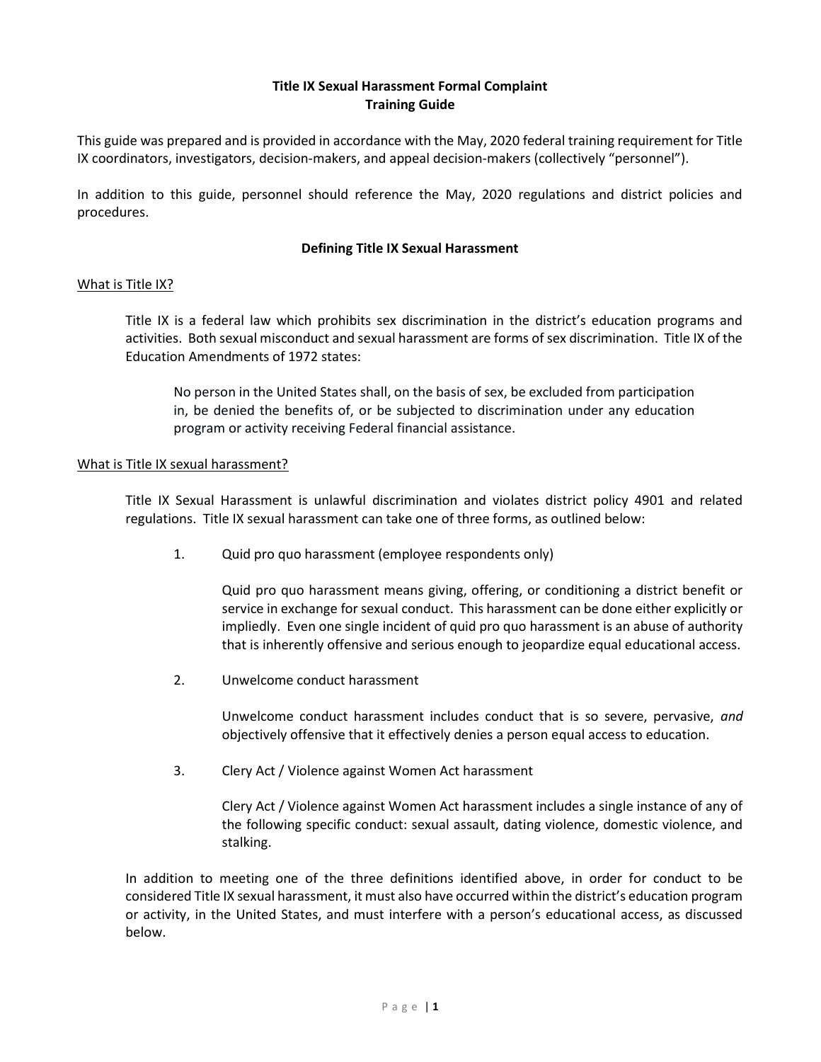# Title IX Sexual Harassment Formal Complaint Training Guide

This guide was prepared and is provided in accordance with the May, 2020 federal training requirement for Title IX coordinators, investigators, decision-makers, and appeal decision-makers (collectively "personnel").

In addition to this guide, personnel should reference the May, 2020 regulations and district policies and procedures.

## Defining Title IX Sexual Harassment

### What is Title IX?

Title IX is a federal law which prohibits sex discrimination in the district's education programs and activities. Both sexual misconduct and sexual harassment are forms of sex discrimination. Title IX of the Education Amendments of 1972 states:

> No person in the United States shall, on the basis of sex, be excluded from participation in, be denied the benefits of, or be subjected to discrimination under any education program or activity receiving Federal financial assistance.

### What is Title IX sexual harassment?

Title IX Sexual Harassment is unlawful discrimination and violates district policy 4901 and related regulations. Title IX sexual harassment can take one of three forms, as outlined below:

1. Quid pro quo harassment (employee respondents only)

   Quid pro quo harassment means giving, offering, or conditioning a district benefit or service in exchange for sexual conduct. This harassment can be done either explicitly or impliedly. Even one single incident of quid pro quo harassment is an abuse of authority that is inherently offensive and serious enough to jeopardize equal educational access.

2. Unwelcome conduct harassment

   Unwelcome conduct harassment includes conduct that is so severe, pervasive, *and* objectively offensive that it effectively denies a person equal access to education.

3. Clery Act / Violence against Women Act harassment

   Clery Act / Violence against Women Act harassment includes a single instance of any of the following specific conduct: sexual assault, dating violence, domestic violence, and stalking.

In addition to meeting one of the three definitions identified above, in order for conduct to be considered Title IX sexual harassment, it must also have occurred within the district's education program or activity, in the United States, and must interfere with a person's educational access, as discussed below.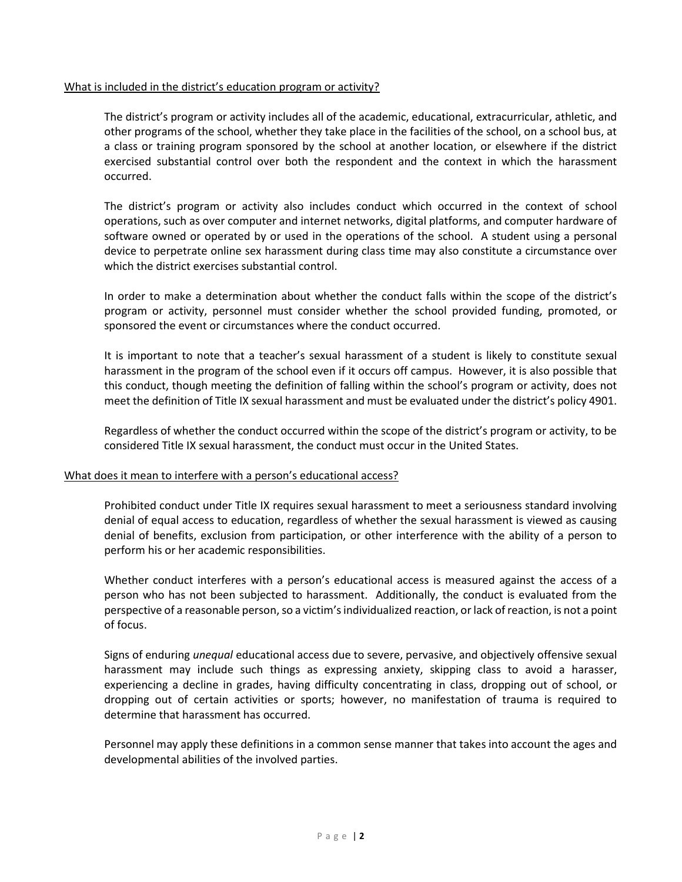<u>What is included in the district's education program or activity?</u>

The district's program or activity includes all of the academic, educational, extracurricular, athletic, and other programs of the school, whether they take place in the facilities of the school, on a school bus, at a class or training program sponsored by the school at another location, or elsewhere if the district exercised substantial control over both the respondent and the context in which the harassment occurred.

The district's program or activity also includes conduct which occurred in the context of school operations, such as over computer and internet networks, digital platforms, and computer hardware of software owned or operated by or used in the operations of the school. A student using a personal device to perpetrate online sex harassment during class time may also constitute a circumstance over which the district exercises substantial control.

In order to make a determination about whether the conduct falls within the scope of the district's program or activity, personnel must consider whether the school provided funding, promoted, or sponsored the event or circumstances where the conduct occurred.

It is important to note that a teacher's sexual harassment of a student is likely to constitute sexual harassment in the program of the school even if it occurs off campus. However, it is also possible that this conduct, though meeting the definition of falling within the school's program or activity, does not meet the definition of Title IX sexual harassment and must be evaluated under the district's policy 4901.

Regardless of whether the conduct occurred within the scope of the district's program or activity, to be considered Title IX sexual harassment, the conduct must occur in the United States.

<u>What does it mean to interfere with a person's educational access?</u>

Prohibited conduct under Title IX requires sexual harassment to meet a seriousness standard involving denial of equal access to education, regardless of whether the sexual harassment is viewed as causing denial of benefits, exclusion from participation, or other interference with the ability of a person to perform his or her academic responsibilities.

Whether conduct interferes with a person's educational access is measured against the access of a person who has not been subjected to harassment. Additionally, the conduct is evaluated from the perspective of a reasonable person, so a victim's individualized reaction, or lack of reaction, is not a point of focus.

Signs of enduring *unequal* educational access due to severe, pervasive, and objectively offensive sexual harassment may include such things as expressing anxiety, skipping class to avoid a harasser, experiencing a decline in grades, having difficulty concentrating in class, dropping out of school, or dropping out of certain activities or sports; however, no manifestation of trauma is required to determine that harassment has occurred.

Personnel may apply these definitions in a common sense manner that takes into account the ages and developmental abilities of the involved parties.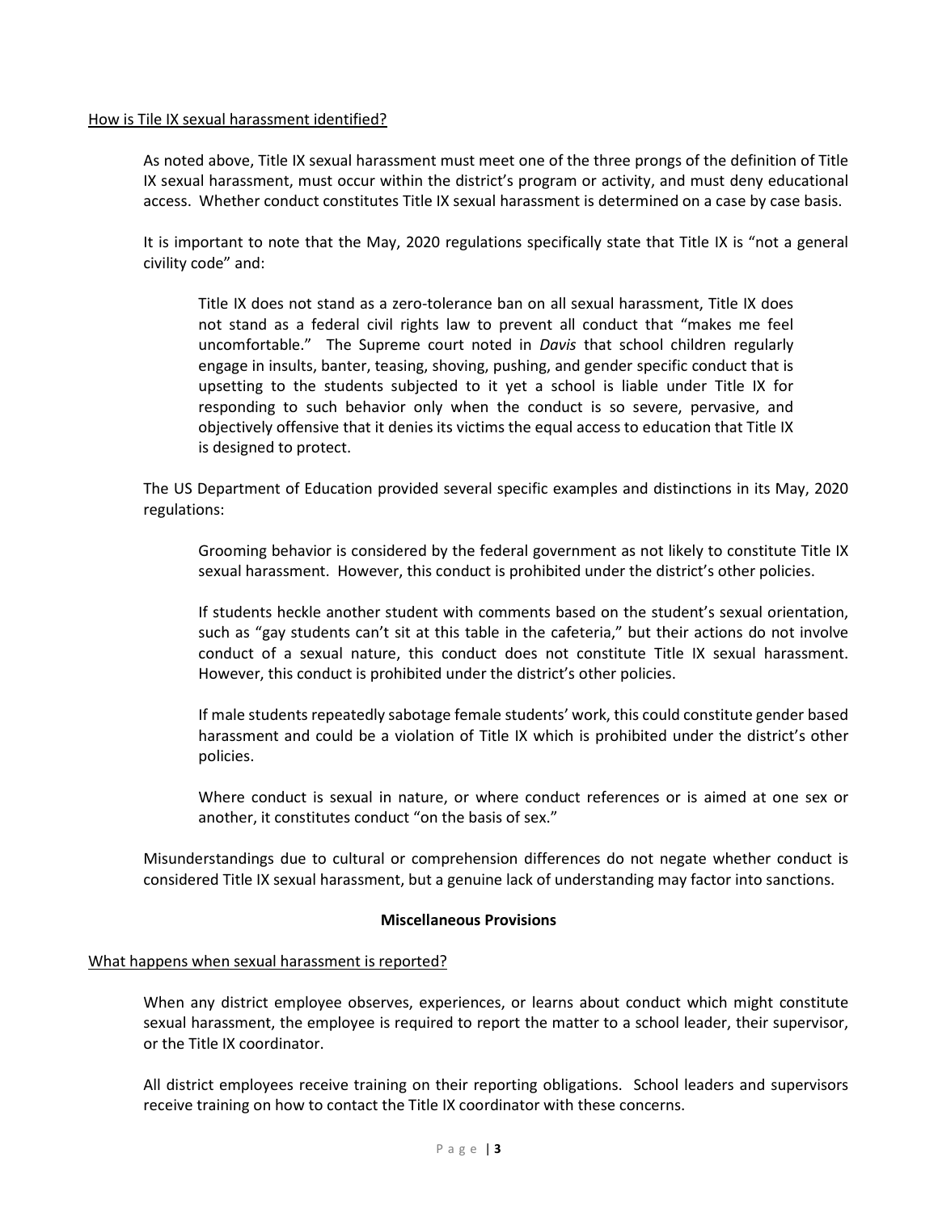How is Tile IX sexual harassment identified?

As noted above, Title IX sexual harassment must meet one of the three prongs of the definition of Title IX sexual harassment, must occur within the district's program or activity, and must deny educational access. Whether conduct constitutes Title IX sexual harassment is determined on a case by case basis.

It is important to note that the May, 2020 regulations specifically state that Title IX is "not a general civility code" and:

> Title IX does not stand as a zero-tolerance ban on all sexual harassment, Title IX does not stand as a federal civil rights law to prevent all conduct that "makes me feel uncomfortable." The Supreme court noted in *Davis* that school children regularly engage in insults, banter, teasing, shoving, pushing, and gender specific conduct that is upsetting to the students subjected to it yet a school is liable under Title IX for responding to such behavior only when the conduct is so severe, pervasive, and objectively offensive that it denies its victims the equal access to education that Title IX is designed to protect.

The US Department of Education provided several specific examples and distinctions in its May, 2020 regulations:

> Grooming behavior is considered by the federal government as not likely to constitute Title IX sexual harassment. However, this conduct is prohibited under the district's other policies.
>
> If students heckle another student with comments based on the student's sexual orientation, such as "gay students can't sit at this table in the cafeteria," but their actions do not involve conduct of a sexual nature, this conduct does not constitute Title IX sexual harassment. However, this conduct is prohibited under the district's other policies.
>
> If male students repeatedly sabotage female students' work, this could constitute gender based harassment and could be a violation of Title IX which is prohibited under the district's other policies.
>
> Where conduct is sexual in nature, or where conduct references or is aimed at one sex or another, it constitutes conduct "on the basis of sex."

Misunderstandings due to cultural or comprehension differences do not negate whether conduct is considered Title IX sexual harassment, but a genuine lack of understanding may factor into sanctions.

**Miscellaneous Provisions**

What happens when sexual harassment is reported?

When any district employee observes, experiences, or learns about conduct which might constitute sexual harassment, the employee is required to report the matter to a school leader, their supervisor, or the Title IX coordinator.

All district employees receive training on their reporting obligations. School leaders and supervisors receive training on how to contact the Title IX coordinator with these concerns.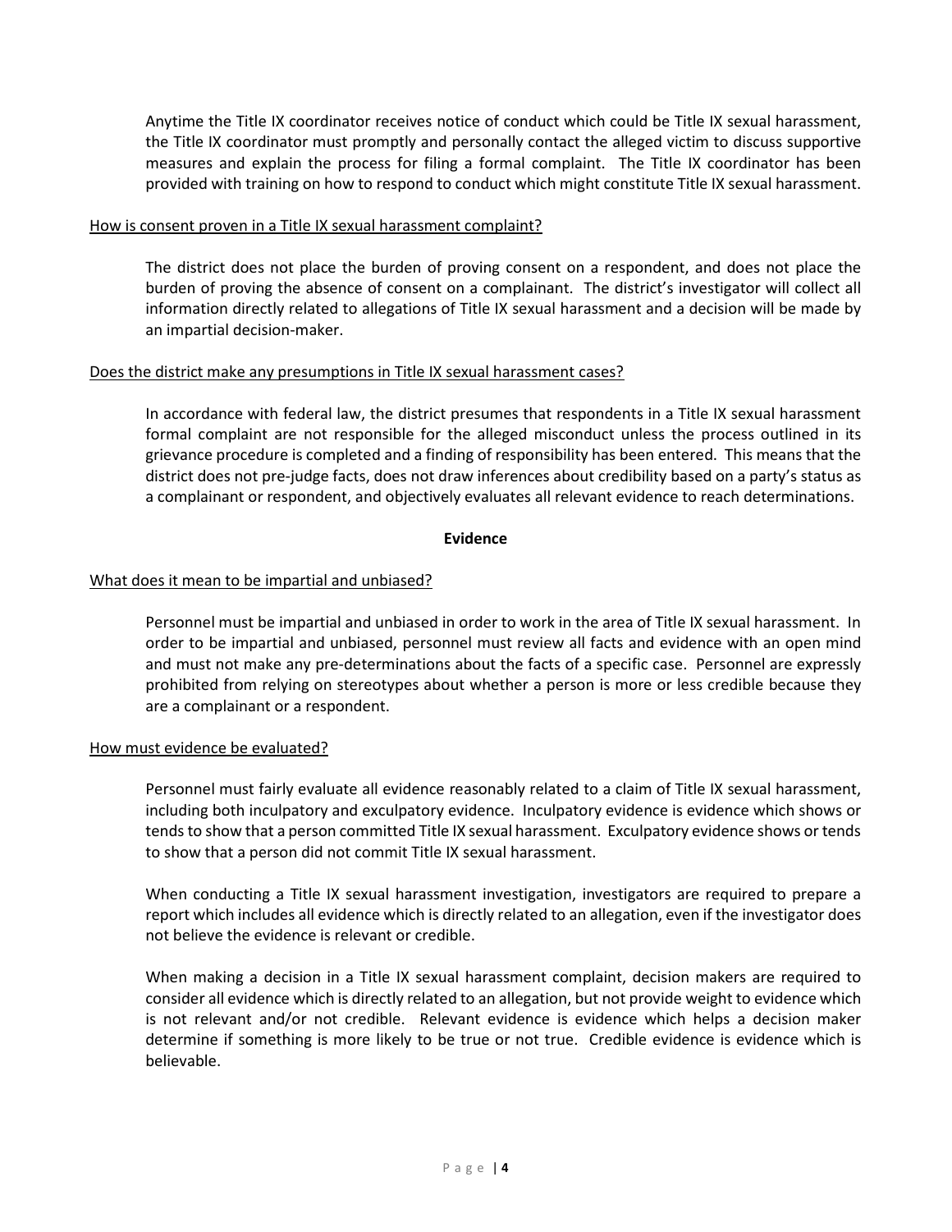Anytime the Title IX coordinator receives notice of conduct which could be Title IX sexual harassment, the Title IX coordinator must promptly and personally contact the alleged victim to discuss supportive measures and explain the process for filing a formal complaint. The Title IX coordinator has been provided with training on how to respond to conduct which might constitute Title IX sexual harassment.

<u>How is consent proven in a Title IX sexual harassment complaint?</u>

The district does not place the burden of proving consent on a respondent, and does not place the burden of proving the absence of consent on a complainant. The district's investigator will collect all information directly related to allegations of Title IX sexual harassment and a decision will be made by an impartial decision-maker.

<u>Does the district make any presumptions in Title IX sexual harassment cases?</u>

In accordance with federal law, the district presumes that respondents in a Title IX sexual harassment formal complaint are not responsible for the alleged misconduct unless the process outlined in its grievance procedure is completed and a finding of responsibility has been entered. This means that the district does not pre-judge facts, does not draw inferences about credibility based on a party's status as a complainant or respondent, and objectively evaluates all relevant evidence to reach determinations.

## Evidence

<u>What does it mean to be impartial and unbiased?</u>

Personnel must be impartial and unbiased in order to work in the area of Title IX sexual harassment. In order to be impartial and unbiased, personnel must review all facts and evidence with an open mind and must not make any pre-determinations about the facts of a specific case. Personnel are expressly prohibited from relying on stereotypes about whether a person is more or less credible because they are a complainant or a respondent.

<u>How must evidence be evaluated?</u>

Personnel must fairly evaluate all evidence reasonably related to a claim of Title IX sexual harassment, including both inculpatory and exculpatory evidence. Inculpatory evidence is evidence which shows or tends to show that a person committed Title IX sexual harassment. Exculpatory evidence shows or tends to show that a person did not commit Title IX sexual harassment.

When conducting a Title IX sexual harassment investigation, investigators are required to prepare a report which includes all evidence which is directly related to an allegation, even if the investigator does not believe the evidence is relevant or credible.

When making a decision in a Title IX sexual harassment complaint, decision makers are required to consider all evidence which is directly related to an allegation, but not provide weight to evidence which is not relevant and/or not credible. Relevant evidence is evidence which helps a decision maker determine if something is more likely to be true or not true. Credible evidence is evidence which is believable.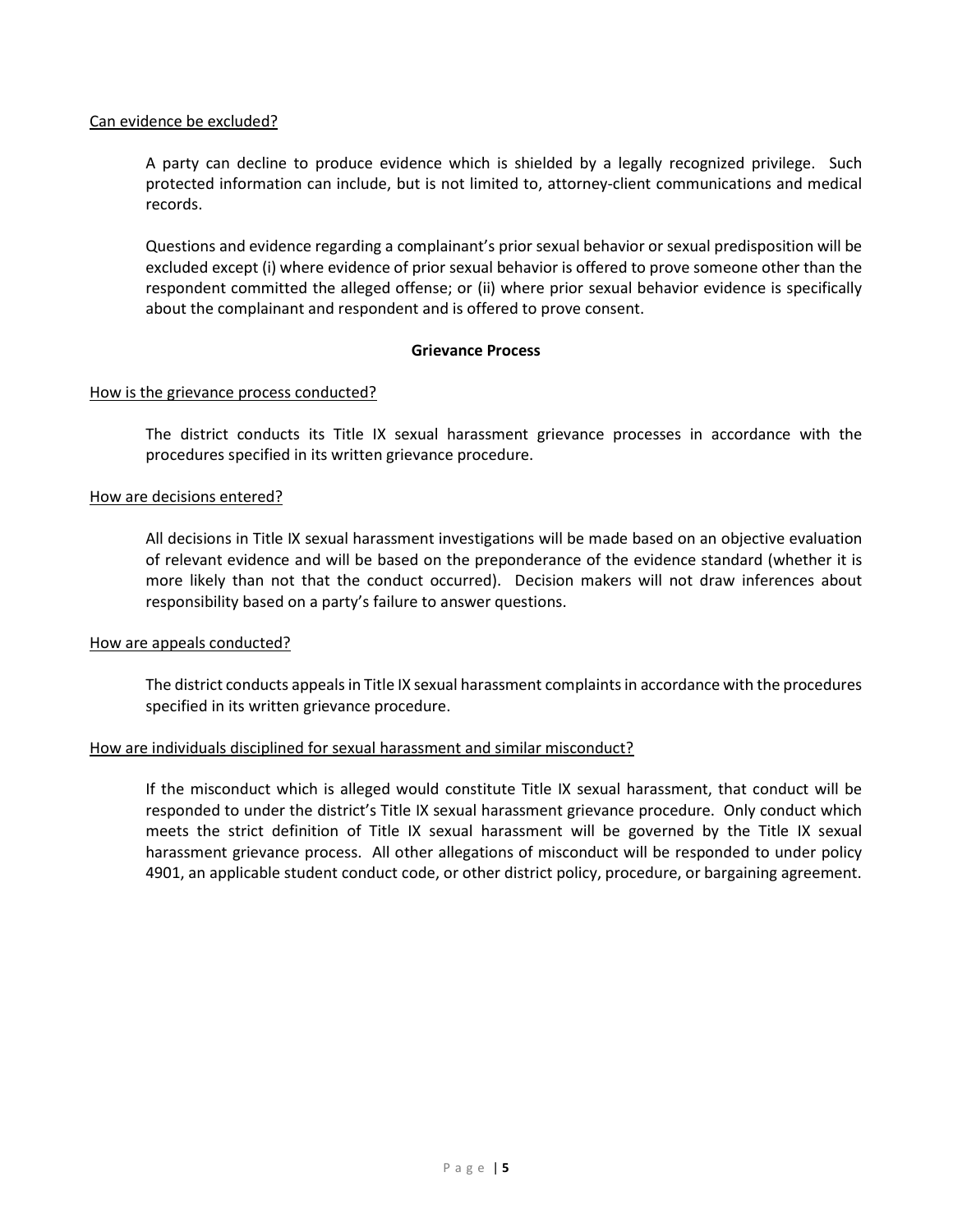Can evidence be excluded?

A party can decline to produce evidence which is shielded by a legally recognized privilege. Such protected information can include, but is not limited to, attorney-client communications and medical records.

Questions and evidence regarding a complainant's prior sexual behavior or sexual predisposition will be excluded except (i) where evidence of prior sexual behavior is offered to prove someone other than the respondent committed the alleged offense; or (ii) where prior sexual behavior evidence is specifically about the complainant and respondent and is offered to prove consent.

## Grievance Process

How is the grievance process conducted?

The district conducts its Title IX sexual harassment grievance processes in accordance with the procedures specified in its written grievance procedure.

How are decisions entered?

All decisions in Title IX sexual harassment investigations will be made based on an objective evaluation of relevant evidence and will be based on the preponderance of the evidence standard (whether it is more likely than not that the conduct occurred). Decision makers will not draw inferences about responsibility based on a party's failure to answer questions.

How are appeals conducted?

The district conducts appeals in Title IX sexual harassment complaints in accordance with the procedures specified in its written grievance procedure.

How are individuals disciplined for sexual harassment and similar misconduct?

If the misconduct which is alleged would constitute Title IX sexual harassment, that conduct will be responded to under the district's Title IX sexual harassment grievance procedure. Only conduct which meets the strict definition of Title IX sexual harassment will be governed by the Title IX sexual harassment grievance process. All other allegations of misconduct will be responded to under policy 4901, an applicable student conduct code, or other district policy, procedure, or bargaining agreement.